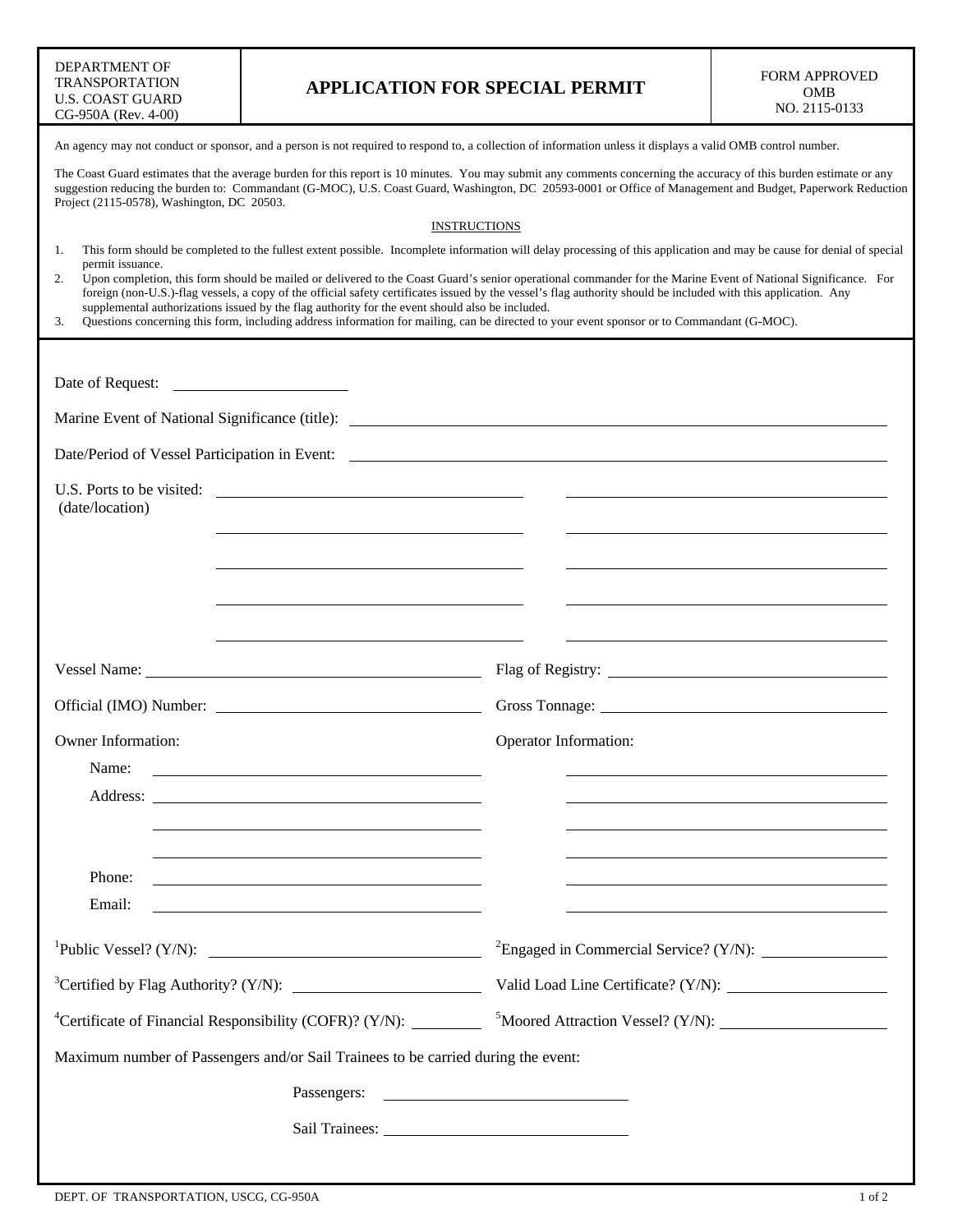| DEPARTMENT OF TRANSPORTATION U.S. COAST GUARD CG-950A (Rev. 4-00) | **APPLICATION FOR SPECIAL PERMIT** | FORM APPROVED OMB NO. 2115-0133 |
|---|---|---|

An agency may not conduct or sponsor, and a person is not required to respond to, a collection of information unless it displays a valid OMB control number.

The Coast Guard estimates that the average burden for this report is 10 minutes. You may submit any comments concerning the accuracy of this burden estimate or any suggestion reducing the burden to: Commandant (G-MOC), U.S. Coast Guard, Washington, DC 20593-0001 or Office of Management and Budget, Paperwork Reduction Project (2115-0578), Washington, DC 20503.

INSTRUCTIONS

1. This form should be completed to the fullest extent possible. Incomplete information will delay processing of this application and may be cause for denial of special permit issuance.
2. Upon completion, this form should be mailed or delivered to the Coast Guard's senior operational commander for the Marine Event of National Significance. For foreign (non-U.S.)-flag vessels, a copy of the official safety certificates issued by the vessel's flag authority should be included with this application. Any supplemental authorizations issued by the flag authority for the event should also be included.
3. Questions concerning this form, including address information for mailing, can be directed to your event sponsor or to Commandant (G-MOC).

Date of Request: ____________________

Marine Event of National Significance (title): ____________________

Date/Period of Vessel Participation in Event: ____________________

U.S. Ports to be visited: (date/location)

| | |
|---|---|
| ____________________ | ____________________ |
| ____________________ | ____________________ |
| ____________________ | ____________________ |
| ____________________ | ____________________ |
| ____________________ | ____________________ |

Vessel Name: ____________________ Flag of Registry: ____________________

Official (IMO) Number: ____________________ Gross Tonnage: ____________________

| Owner Information: | | Operator Information: |
|---|---|---|
| Name: | ____________________ | ____________________ |
| Address: | ____________________ | ____________________ |
| | ____________________ | ____________________ |
| | ____________________ | ____________________ |
| Phone: | ____________________ | ____________________ |
| Email: | ____________________ | ____________________ |

[1]Public Vessel? (Y/N): ____________________ [2]Engaged in Commercial Service? (Y/N): ____________________

[3]Certified by Flag Authority? (Y/N): ____________________ Valid Load Line Certificate? (Y/N): ____________________

[4]Certificate of Financial Responsibility (COFR)? (Y/N): __________ [5]Moored Attraction Vessel? (Y/N): ____________________

Maximum number of Passengers and/or Sail Trainees to be carried during the event:

Passengers: ____________________

Sail Trainees: ____________________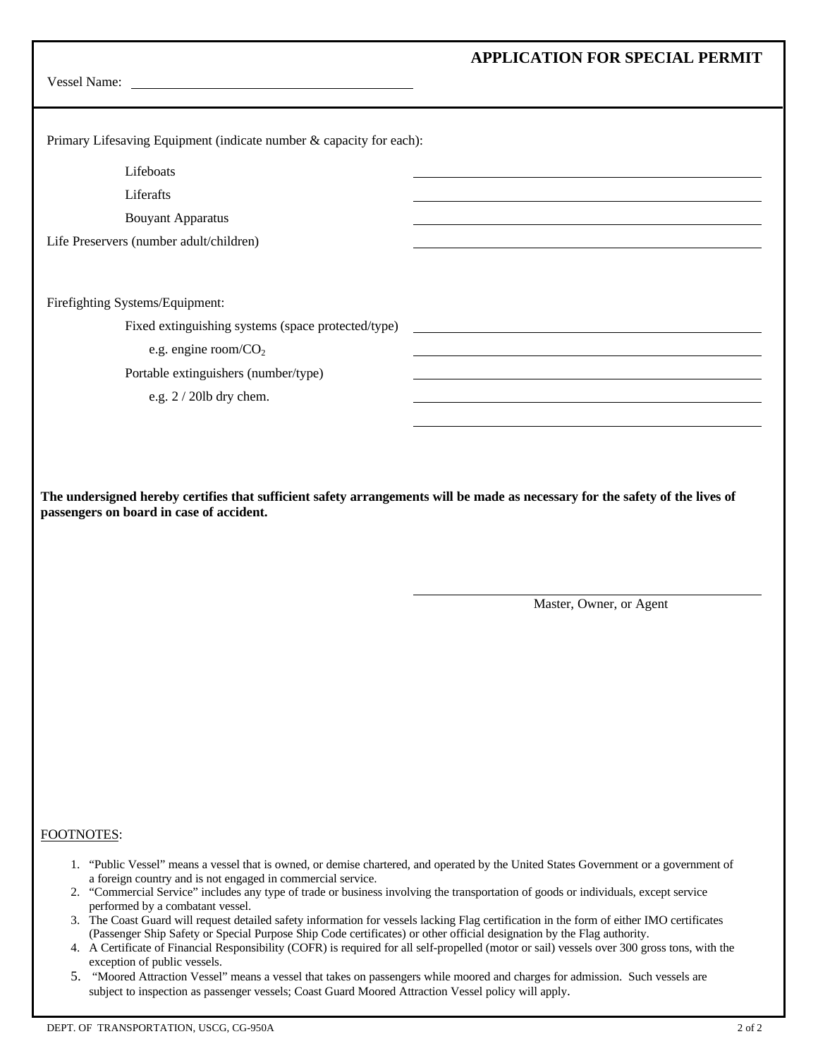## APPLICATION FOR SPECIAL PERMIT

Vessel Name: ____________________

Primary Lifesaving Equipment (indicate number & capacity for each):

Lifeboats ____________________

Liferafts ____________________

Bouyant Apparatus ____________________

Life Preservers (number adult/children) ____________________

Firefighting Systems/Equipment:

Fixed extinguishing systems (space protected/type) ____________________

e.g. engine room/$CO_2$ ____________________

Portable extinguishers (number/type) ____________________

e.g. 2 / 20lb dry chem. ____________________

____________________

**The undersigned hereby certifies that sufficient safety arrangements will be made as necessary for the safety of the lives of passengers on board in case of accident.**

____________________
Master, Owner, or Agent

FOOTNOTES:

1. "Public Vessel" means a vessel that is owned, or demise chartered, and operated by the United States Government or a government of a foreign country and is not engaged in commercial service.
2. "Commercial Service" includes any type of trade or business involving the transportation of goods or individuals, except service performed by a combatant vessel.
3. The Coast Guard will request detailed safety information for vessels lacking Flag certification in the form of either IMO certificates (Passenger Ship Safety or Special Purpose Ship Code certificates) or other official designation by the Flag authority.
4. A Certificate of Financial Responsibility (COFR) is required for all self-propelled (motor or sail) vessels over 300 gross tons, with the exception of public vessels.
5. "Moored Attraction Vessel" means a vessel that takes on passengers while moored and charges for admission. Such vessels are subject to inspection as passenger vessels; Coast Guard Moored Attraction Vessel policy will apply.

DEPT. OF TRANSPORTATION, USCG, CG-950A